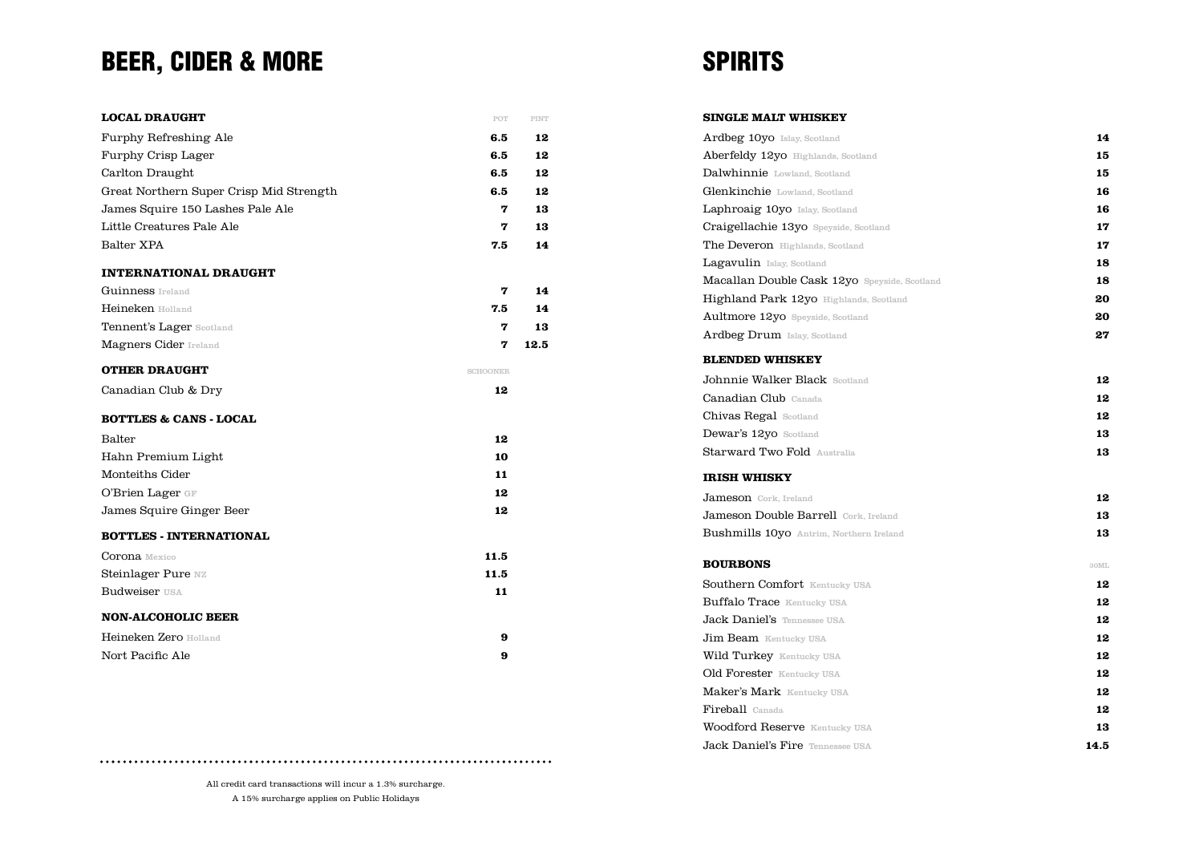# BEER, CIDER & MORE

| LOCAL DRAUGHT | POT | PINT |
|---|---|---|
| Furphy Refreshing Ale | **6.5** | **12** |
| Furphy Crisp Lager | **6.5** | **12** |
| Carlton Draught | **6.5** | **12** |
| Great Northern Super Crisp Mid Strength | **6.5** | **12** |
| James Squire 150 Lashes Pale Ale | **7** | **13** |
| Little Creatures Pale Ale | **7** | **13** |
| Balter XPA | **7.5** | **14** |

| INTERNATIONAL DRAUGHT | | |
|---|---|---|
| Guinness Ireland | **7** | **14** |
| Heineken Holland | **7.5** | **14** |
| Tennent's Lager Scotland | **7** | **13** |
| Magners Cider Ireland | **7** | **12.5** |

| OTHER DRAUGHT | SCHOONER |
|---|---|
| Canadian Club & Dry | **12** |

| BOTTLES & CANS - LOCAL | |
|---|---|
| Balter | **12** |
| Hahn Premium Light | **10** |
| Monteiths Cider | **11** |
| O'Brien Lager GF | **12** |
| James Squire Ginger Beer | **12** |

| BOTTLES - INTERNATIONAL | |
|---|---|
| Corona Mexico | **11.5** |
| Steinlager Pure NZ | **11.5** |
| Budweiser USA | **11** |

| NON-ALCOHOLIC BEER | |
|---|---|
| Heineken Zero Holland | **9** |
| Nort Pacific Ale | **9** |

All credit card transactions will incur a 1.3% surcharge.

A 15% surcharge applies on Public Holidays

# SPIRITS

| SINGLE MALT WHISKEY | |
|---|---|
| Ardbeg 10yo Islay, Scotland | **14** |
| Aberfeldy 12yo Highlands, Scotland | **15** |
| Dalwhinnie Lowland, Scotland | **15** |
| Glenkinchie Lowland, Scotland | **16** |
| Laphroaig 10yo Islay, Scotland | **16** |
| Craigellachie 13yo Speyside, Scotland | **17** |
| The Deveron Highlands, Scotland | **17** |
| Lagavulin Islay, Scotland | **18** |
| Macallan Double Cask 12yo Speyside, Scotland | **18** |
| Highland Park 12yo Highlands, Scotland | **20** |
| Aultmore 12yo Speyside, Scotland | **20** |
| Ardbeg Drum Islay, Scotland | **27** |

| BLENDED WHISKEY | |
|---|---|
| Johnnie Walker Black Scotland | **12** |
| Canadian Club Canada | **12** |
| Chivas Regal Scotland | **12** |
| Dewar's 12yo Scotland | **13** |
| Starward Two Fold Australia | **13** |

| IRISH WHISKY | |
|---|---|
| Jameson Cork, Ireland | **12** |
| Jameson Double Barrell Cork, Ireland | **13** |
| Bushmills 10yo Antrim, Northern Ireland | **13** |

| BOURBONS | 30ML |
|---|---|
| Southern Comfort Kentucky USA | **12** |
| Buffalo Trace Kentucky USA | **12** |
| Jack Daniel's Tennessee USA | **12** |
| Jim Beam Kentucky USA | **12** |
| Wild Turkey Kentucky USA | **12** |
| Old Forester Kentucky USA | **12** |
| Maker's Mark Kentucky USA | **12** |
| Fireball Canada | **12** |
| Woodford Reserve Kentucky USA | **13** |
| Jack Daniel's Fire Tennessee USA | **14.5** |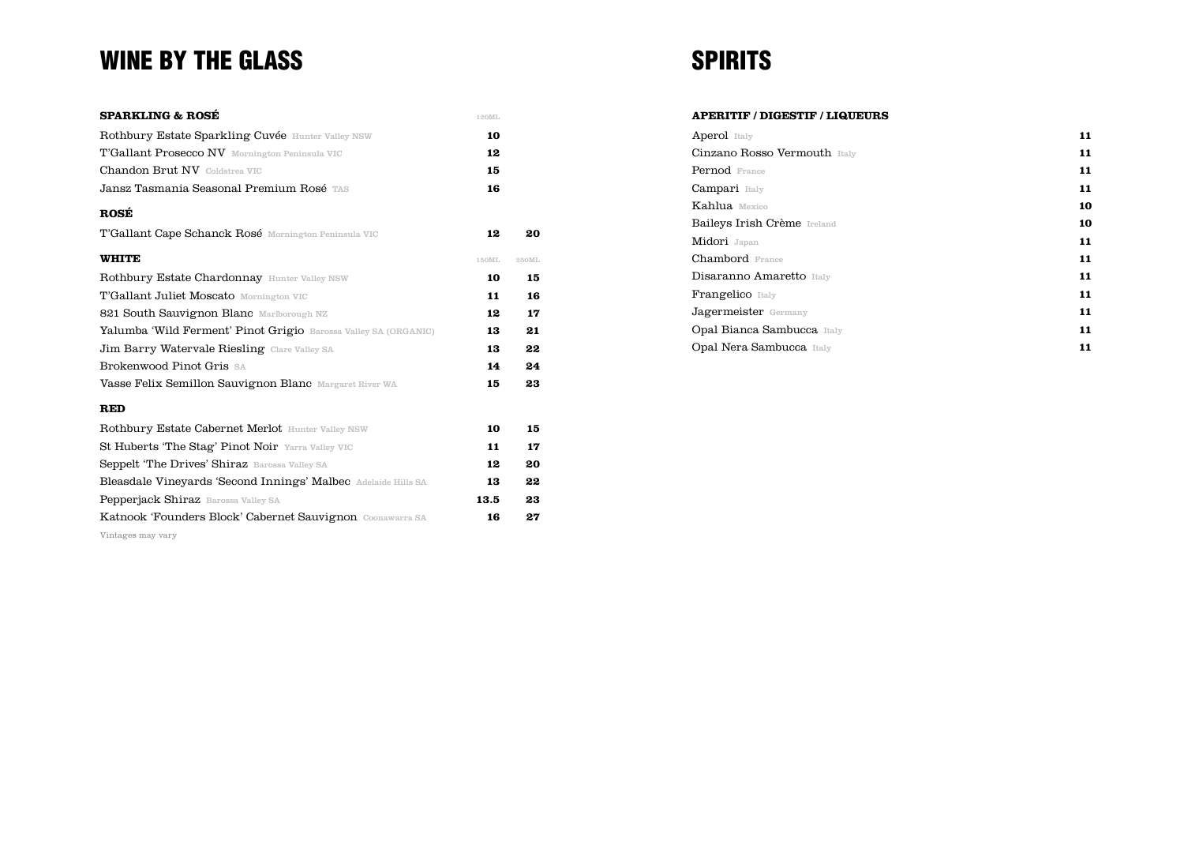# WINE BY THE GLASS

| SPARKLING & ROSÉ | 120ML | |
|---|---|---|
| Rothbury Estate Sparkling Cuvée Hunter Valley NSW | **10** | |
| T'Gallant Prosecco NV Mornington Peninsula VIC | **12** | |
| Chandon Brut NV Coldstrea VIC | **15** | |
| Jansz Tasmania Seasonal Premium Rosé TAS | **16** | |

| ROSÉ | | |
|---|---|---|
| T'Gallant Cape Schanck Rosé Mornington Peninsula VIC | **12** | **20** |

| WHITE | 150ML | 250ML |
|---|---|---|
| Rothbury Estate Chardonnay Hunter Valley NSW | **10** | **15** |
| T'Gallant Juliet Moscato Mornington VIC | **11** | **16** |
| 821 South Sauvignon Blanc Marlborough NZ | **12** | **17** |
| Yalumba 'Wild Ferment' Pinot Grigio Barossa Valley SA (ORGANIC) | **13** | **21** |
| Jim Barry Watervale Riesling Clare Valley SA | **13** | **22** |
| Brokenwood Pinot Gris SA | **14** | **24** |
| Vasse Felix Semillon Sauvignon Blanc Margaret River WA | **15** | **23** |

| RED | | |
|---|---|---|
| Rothbury Estate Cabernet Merlot Hunter Valley NSW | **10** | **15** |
| St Huberts 'The Stag' Pinot Noir Yarra Valley VIC | **11** | **17** |
| Seppelt 'The Drives' Shiraz Barossa Valley SA | **12** | **20** |
| Bleasdale Vineyards 'Second Innings' Malbec Adelaide Hills SA | **13** | **22** |
| Pepperjack Shiraz Barossa Valley SA | **13.5** | **23** |
| Katnook 'Founders Block' Cabernet Sauvignon Coonawarra SA | **16** | **27** |

Vintages may vary

# SPIRITS

| APERITIF / DIGESTIF / LIQUEURS | |
|---|---|
| Aperol Italy | **11** |
| Cinzano Rosso Vermouth Italy | **11** |
| Pernod France | **11** |
| Campari Italy | **11** |
| Kahlua Mexico | **10** |
| Baileys Irish Crème Ireland | **10** |
| Midori Japan | **11** |
| Chambord France | **11** |
| Disaranno Amaretto Italy | **11** |
| Frangelico Italy | **11** |
| Jagermeister Germany | **11** |
| Opal Bianca Sambucca Italy | **11** |
| Opal Nera Sambucca Italy | **11** |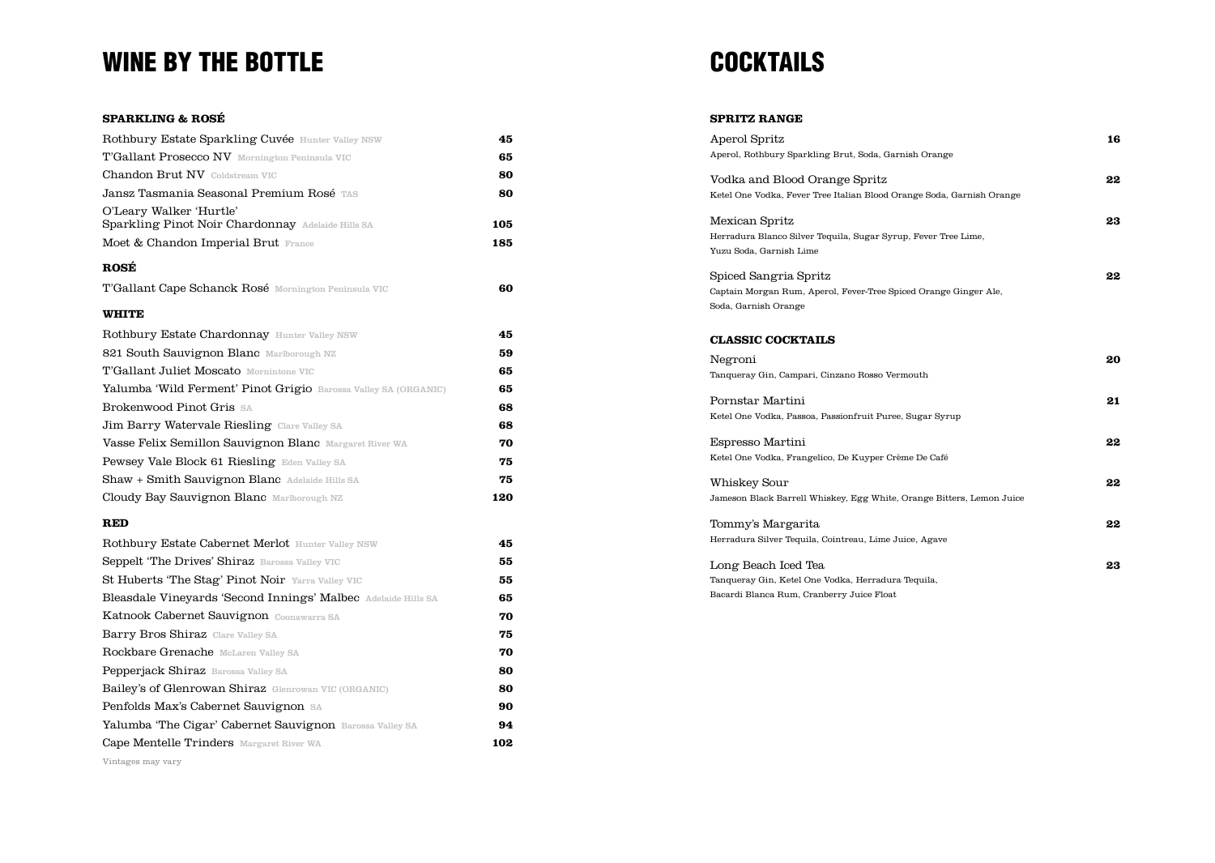# WINE BY THE BOTTLE

### SPARKLING & ROSÉ

| Wine | Price |
|---|---|
| Rothbury Estate Sparkling Cuvée Hunter Valley NSW | 45 |
| T'Gallant Prosecco NV Mornington Peninsula VIC | 65 |
| Chandon Brut NV Coldstream VIC | 80 |
| Jansz Tasmania Seasonal Premium Rosé TAS | 80 |
| O'Leary Walker 'Hurtle' Sparkling Pinot Noir Chardonnay Adelaide Hills SA | 105 |
| Moet & Chandon Imperial Brut France | 185 |

### ROSÉ

| Wine | Price |
|---|---|
| T'Gallant Cape Schanck Rosé Mornington Peninsula VIC | 60 |

### WHITE

| Wine | Price |
|---|---|
| Rothbury Estate Chardonnay Hunter Valley NSW | 45 |
| 821 South Sauvignon Blanc Marlborough NZ | 59 |
| T'Gallant Juliet Moscato Morníntone VIC | 65 |
| Yalumba 'Wild Ferment' Pinot Grigio Barossa Valley SA (ORGANIC) | 65 |
| Brokenwood Pinot Gris SA | 68 |
| Jim Barry Watervale Riesling Clare Valley SA | 68 |
| Vasse Felix Semillon Sauvignon Blanc Margaret River WA | 70 |
| Pewsey Vale Block 61 Riesling Eden Valley SA | 75 |
| Shaw + Smith Sauvignon Blanc Adelaide Hills SA | 75 |
| Cloudy Bay Sauvignon Blanc Marlborough NZ | 120 |

### RED

| Wine | Price |
|---|---|
| Rothbury Estate Cabernet Merlot Hunter Valley NSW | 45 |
| Seppelt 'The Drives' Shiraz Barossa Valley VIC | 55 |
| St Huberts 'The Stag' Pinot Noir Yarra Valley VIC | 55 |
| Bleasdale Vineyards 'Second Innings' Malbec Adelaide Hills SA | 65 |
| Katnook Cabernet Sauvignon Coonawarra SA | 70 |
| Barry Bros Shiraz Clare Valley SA | 75 |
| Rockbare Grenache McLaren Valley SA | 70 |
| Pepperjack Shiraz Barossa Valley SA | 80 |
| Bailey's of Glenrowan Shiraz Glenrowan VIC (ORGANIC) | 80 |
| Penfolds Max's Cabernet Sauvignon SA | 90 |
| Yalumba 'The Cigar' Cabernet Sauvignon Barossa Valley SA | 94 |
| Cape Mentelle Trinders Margaret River WA | 102 |

Vintages may vary

# COCKTAILS

### SPRITZ RANGE

**Aperol Spritz** — **16**
Aperol, Rothbury Sparkling Brut, Soda, Garnish Orange

**Vodka and Blood Orange Spritz** — **22**
Ketel One Vodka, Fever Tree Italian Blood Orange Soda, Garnish Orange

**Mexican Spritz** — **23**
Herradura Blanco Silver Tequila, Sugar Syrup, Fever Tree Lime, Yuzu Soda, Garnish Lime

**Spiced Sangria Spritz** — **22**
Captain Morgan Rum, Aperol, Fever-Tree Spiced Orange Ginger Ale, Soda, Garnish Orange

### CLASSIC COCKTAILS

**Negroni** — **20**
Tanqueray Gin, Campari, Cinzano Rosso Vermouth

**Pornstar Martini** — **21**
Ketel One Vodka, Passoa, Passionfruit Puree, Sugar Syrup

**Espresso Martini** — **22**
Ketel One Vodka, Frangelico, De Kuyper Crème De Café

**Whiskey Sour** — **22**
Jameson Black Barrell Whiskey, Egg White, Orange Bitters, Lemon Juice

**Tommy's Margarita** — **22**
Herradura Silver Tequila, Cointreau, Lime Juice, Agave

**Long Beach Iced Tea** — **23**
Tanqueray Gin, Ketel One Vodka, Herradura Tequila, Bacardi Blanca Rum, Cranberry Juice Float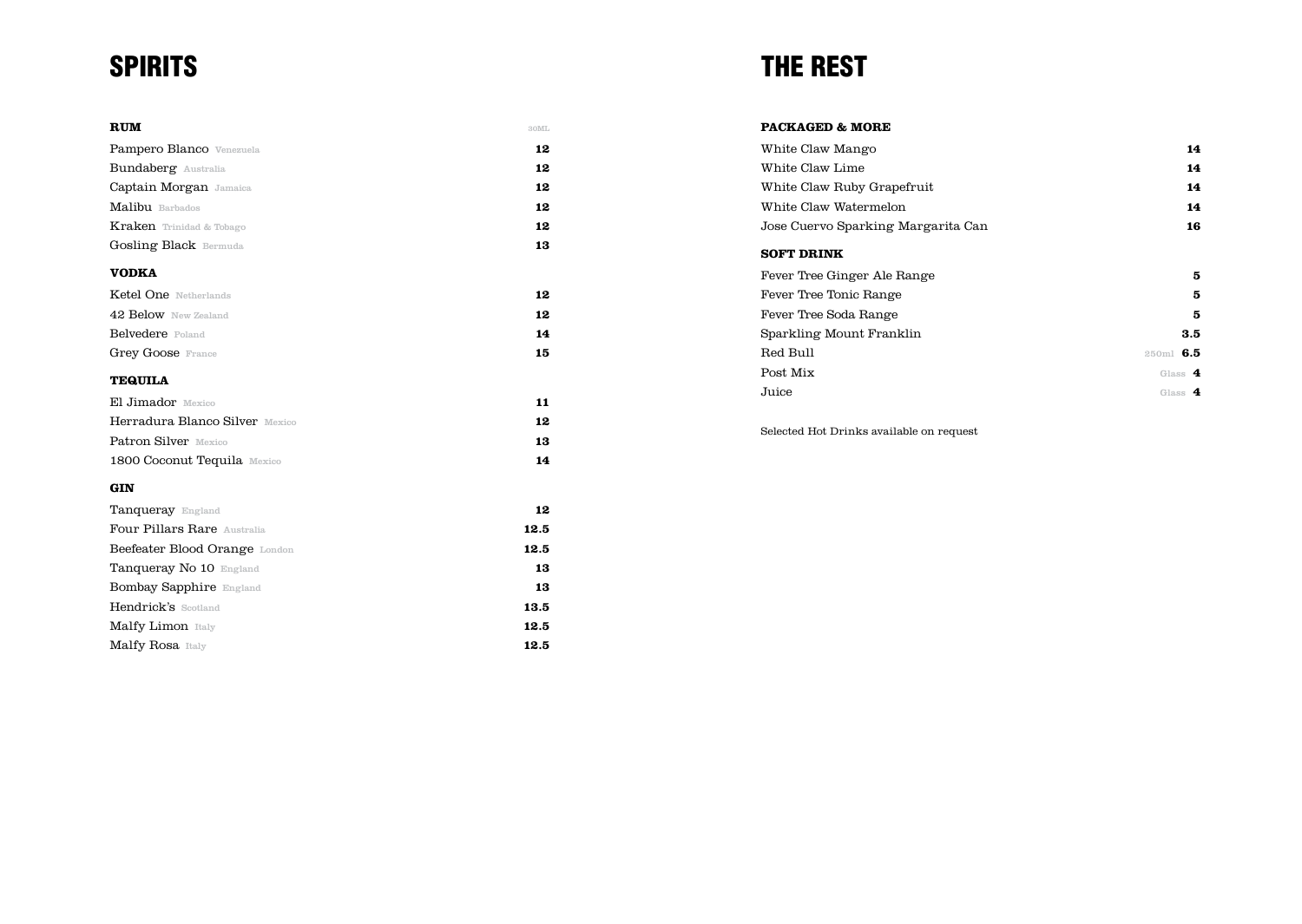# SPIRITS

| RUM | 30ML |
|---|---|
| Pampero Blanco Venezuela | **12** |
| Bundaberg Australia | **12** |
| Captain Morgan Jamaica | **12** |
| Malibu Barbados | **12** |
| Kraken Trinidad & Tobago | **12** |
| Gosling Black Bermuda | **13** |
| **VODKA** | |
| Ketel One Netherlands | **12** |
| 42 Below New Zealand | **12** |
| Belvedere Poland | **14** |
| Grey Goose France | **15** |
| **TEQUILA** | |
| El Jimador Mexico | **11** |
| Herradura Blanco Silver Mexico | **12** |
| Patron Silver Mexico | **13** |
| 1800 Coconut Tequila Mexico | **14** |
| **GIN** | |
| Tanqueray England | **12** |
| Four Pillars Rare Australia | **12.5** |
| Beefeater Blood Orange London | **12.5** |
| Tanqueray No 10 England | **13** |
| Bombay Sapphire England | **13** |
| Hendrick's Scotland | **13.5** |
| Malfy Limon Italy | **12.5** |
| Malfy Rosa Italy | **12.5** |

# THE REST

| PACKAGED & MORE | |
|---|---|
| White Claw Mango | **14** |
| White Claw Lime | **14** |
| White Claw Ruby Grapefruit | **14** |
| White Claw Watermelon | **14** |
| Jose Cuervo Sparking Margarita Can | **16** |
| **SOFT DRINK** | |
| Fever Tree Ginger Ale Range | **5** |
| Fever Tree Tonic Range | **5** |
| Fever Tree Soda Range | **5** |
| Sparkling Mount Franklin | **3.5** |
| Red Bull | 250ml **6.5** |
| Post Mix | Glass **4** |
| Juice | Glass **4** |

Selected Hot Drinks available on request